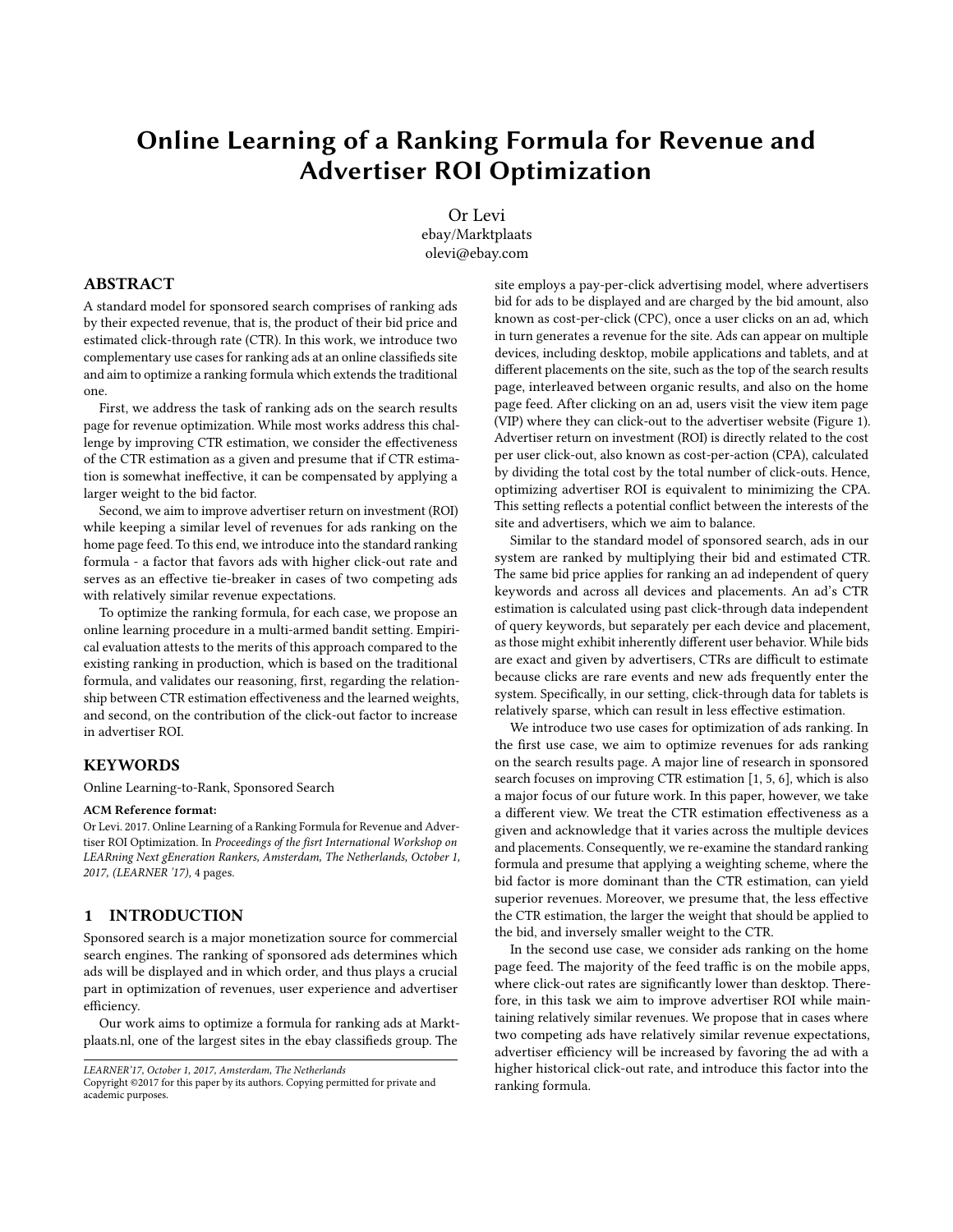# Online Learning of a Ranking Formula for Revenue and Advertiser ROI Optimization

Or Levi
ebay/Marktplaats
olevi@ebay.com

## ABSTRACT

A standard model for sponsored search comprises of ranking ads by their expected revenue, that is, the product of their bid price and estimated click-through rate (CTR). In this work, we introduce two complementary use cases for ranking ads at an online classifieds site and aim to optimize a ranking formula which extends the traditional one.

First, we address the task of ranking ads on the search results page for revenue optimization. While most works address this challenge by improving CTR estimation, we consider the effectiveness of the CTR estimation as a given and presume that if CTR estimation is somewhat ineffective, it can be compensated by applying a larger weight to the bid factor.

Second, we aim to improve advertiser return on investment (ROI) while keeping a similar level of revenues for ads ranking on the home page feed. To this end, we introduce into the standard ranking formula - a factor that favors ads with higher click-out rate and serves as an effective tie-breaker in cases of two competing ads with relatively similar revenue expectations.

To optimize the ranking formula, for each case, we propose an online learning procedure in a multi-armed bandit setting. Empirical evaluation attests to the merits of this approach compared to the existing ranking in production, which is based on the traditional formula, and validates our reasoning, first, regarding the relationship between CTR estimation effectiveness and the learned weights, and second, on the contribution of the click-out factor to increase in advertiser ROI.

## KEYWORDS

Online Learning-to-Rank, Sponsored Search

**ACM Reference format:**

Or Levi. 2017. Online Learning of a Ranking Formula for Revenue and Advertiser ROI Optimization. In *Proceedings of the fisrt International Workshop on LEARning Next gEneration Rankers, Amsterdam, The Netherlands, October 1, 2017, (LEARNER '17),* 4 pages.

## 1 INTRODUCTION

Sponsored search is a major monetization source for commercial search engines. The ranking of sponsored ads determines which ads will be displayed and in which order, and thus plays a crucial part in optimization of revenues, user experience and advertiser efficiency.

Our work aims to optimize a formula for ranking ads at Marktplaats.nl, one of the largest sites in the ebay classifieds group. The site employs a pay-per-click advertising model, where advertisers bid for ads to be displayed and are charged by the bid amount, also known as cost-per-click (CPC), once a user clicks on an ad, which in turn generates a revenue for the site. Ads can appear on multiple devices, including desktop, mobile applications and tablets, and at different placements on the site, such as the top of the search results page, interleaved between organic results, and also on the home page feed. After clicking on an ad, users visit the view item page (VIP) where they can click-out to the advertiser website (Figure 1). Advertiser return on investment (ROI) is directly related to the cost per user click-out, also known as cost-per-action (CPA), calculated by dividing the total cost by the total number of click-outs. Hence, optimizing advertiser ROI is equivalent to minimizing the CPA. This setting reflects a potential conflict between the interests of the site and advertisers, which we aim to balance.

Similar to the standard model of sponsored search, ads in our system are ranked by multiplying their bid and estimated CTR. The same bid price applies for ranking an ad independent of query keywords and across all devices and placements. An ad's CTR estimation is calculated using past click-through data independent of query keywords, but separately per each device and placement, as those might exhibit inherently different user behavior. While bids are exact and given by advertisers, CTRs are difficult to estimate because clicks are rare events and new ads frequently enter the system. Specifically, in our setting, click-through data for tablets is relatively sparse, which can result in less effective estimation.

We introduce two use cases for optimization of ads ranking. In the first use case, we aim to optimize revenues for ads ranking on the search results page. A major line of research in sponsored search focuses on improving CTR estimation [1, 5, 6], which is also a major focus of our future work. In this paper, however, we take a different view. We treat the CTR estimation effectiveness as a given and acknowledge that it varies across the multiple devices and placements. Consequently, we re-examine the standard ranking formula and presume that applying a weighting scheme, where the bid factor is more dominant than the CTR estimation, can yield superior revenues. Moreover, we presume that, the less effective the CTR estimation, the larger the weight that should be applied to the bid, and inversely smaller weight to the CTR.

In the second use case, we consider ads ranking on the home page feed. The majority of the feed traffic is on the mobile apps, where click-out rates are significantly lower than desktop. Therefore, in this task we aim to improve advertiser ROI while maintaining relatively similar revenues. We propose that in cases where two competing ads have relatively similar revenue expectations, advertiser efficiency will be increased by favoring the ad with a higher historical click-out rate, and introduce this factor into the ranking formula.

*LEARNER'17, October 1, 2017, Amsterdam, The Netherlands*
Copyright ©2017 for this paper by its authors. Copying permitted for private and academic purposes.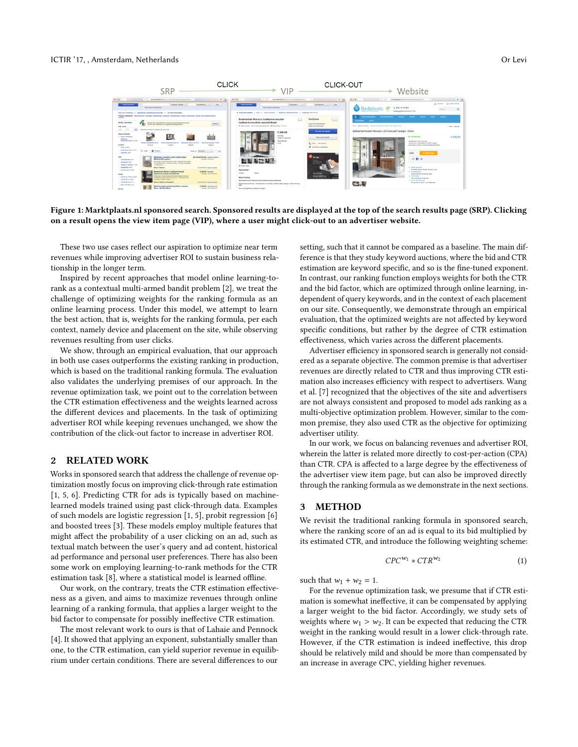**Figure 1: Marktplaats.nl sponsored search. Sponsored results are displayed at the top of the search results page (SRP). Clicking on a result opens the view item page (VIP), where a user might click-out to an advertiser website.**

These two use cases reflect our aspiration to optimize near term revenues while improving advertiser ROI to sustain business relationship in the longer term.

Inspired by recent approaches that model online learning-to-rank as a contextual multi-armed bandit problem [2], we treat the challenge of optimizing weights for the ranking formula as an online learning process. Under this model, we attempt to learn the best action, that is, weights for the ranking formula, per each context, namely device and placement on the site, while observing revenues resulting from user clicks.

We show, through an empirical evaluation, that our approach in both use cases outperforms the existing ranking in production, which is based on the traditional ranking formula. The evaluation also validates the underlying premises of our approach. In the revenue optimization task, we point out to the correlation between the CTR estimation effectiveness and the weights learned across the different devices and placements. In the task of optimizing advertiser ROI while keeping revenues unchanged, we show the contribution of the click-out factor to increase in advertiser ROI.

## 2 RELATED WORK

Works in sponsored search that address the challenge of revenue optimization mostly focus on improving click-through rate estimation [1, 5, 6]. Predicting CTR for ads is typically based on machine-learned models trained using past click-through data. Examples of such models are logistic regression [1, 5], probit regression [6] and boosted trees [3]. These models employ multiple features that might affect the probability of a user clicking on an ad, such as textual match between the user's query and ad content, historical ad performance and personal user preferences. There has also been some work on employing learning-to-rank methods for the CTR estimation task [8], where a statistical model is learned offline.

Our work, on the contrary, treats the CTR estimation effectiveness as a given, and aims to maximize revenues through online learning of a ranking formula, that applies a larger weight to the bid factor to compensate for possibly ineffective CTR estimation.

The most relevant work to ours is that of Lahaie and Pennock [4]. It showed that applying an exponent, substantially smaller than one, to the CTR estimation, can yield superior revenue in equilibrium under certain conditions. There are several differences to our setting, such that it cannot be compared as a baseline. The main difference is that they study keyword auctions, where the bid and CTR estimation are keyword specific, and so is the fine-tuned exponent. In contrast, our ranking function employs weights for both the CTR and the bid factor, which are optimized through online learning, independent of query keywords, and in the context of each placement on our site. Consequently, we demonstrate through an empirical evaluation, that the optimized weights are not affected by keyword specific conditions, but rather by the degree of CTR estimation effectiveness, which varies across the different placements.

Advertiser efficiency in sponsored search is generally not considered as a separate objective. The common premise is that advertiser revenues are directly related to CTR and thus improving CTR estimation also increases efficiency with respect to advertisers. Wang et al. [7] recognized that the objectives of the site and advertisers are not always consistent and proposed to model ads ranking as a multi-objective optimization problem. However, similar to the common premise, they also used CTR as the objective for optimizing advertiser utility.

In our work, we focus on balancing revenues and advertiser ROI, wherein the latter is related more directly to cost-per-action (CPA) than CTR. CPA is affected to a large degree by the effectiveness of the advertiser view item page, but can also be improved directly through the ranking formula as we demonstrate in the next sections.

## 3 METHOD

We revisit the traditional ranking formula in sponsored search, where the ranking score of an ad is equal to its bid multiplied by its estimated CTR, and introduce the following weighting scheme:

$$CPC^{w_1} * CTR^{w_2} \tag{1}$$

such that $w_1 + w_2 = 1$.

For the revenue optimization task, we presume that if CTR estimation is somewhat ineffective, it can be compensated by applying a larger weight to the bid factor. Accordingly, we study sets of weights where $w_1 > w_2$. It can be expected that reducing the CTR weight in the ranking would result in a lower click-through rate. However, if the CTR estimation is indeed ineffective, this drop should be relatively mild and should be more than compensated by an increase in average CPC, yielding higher revenues.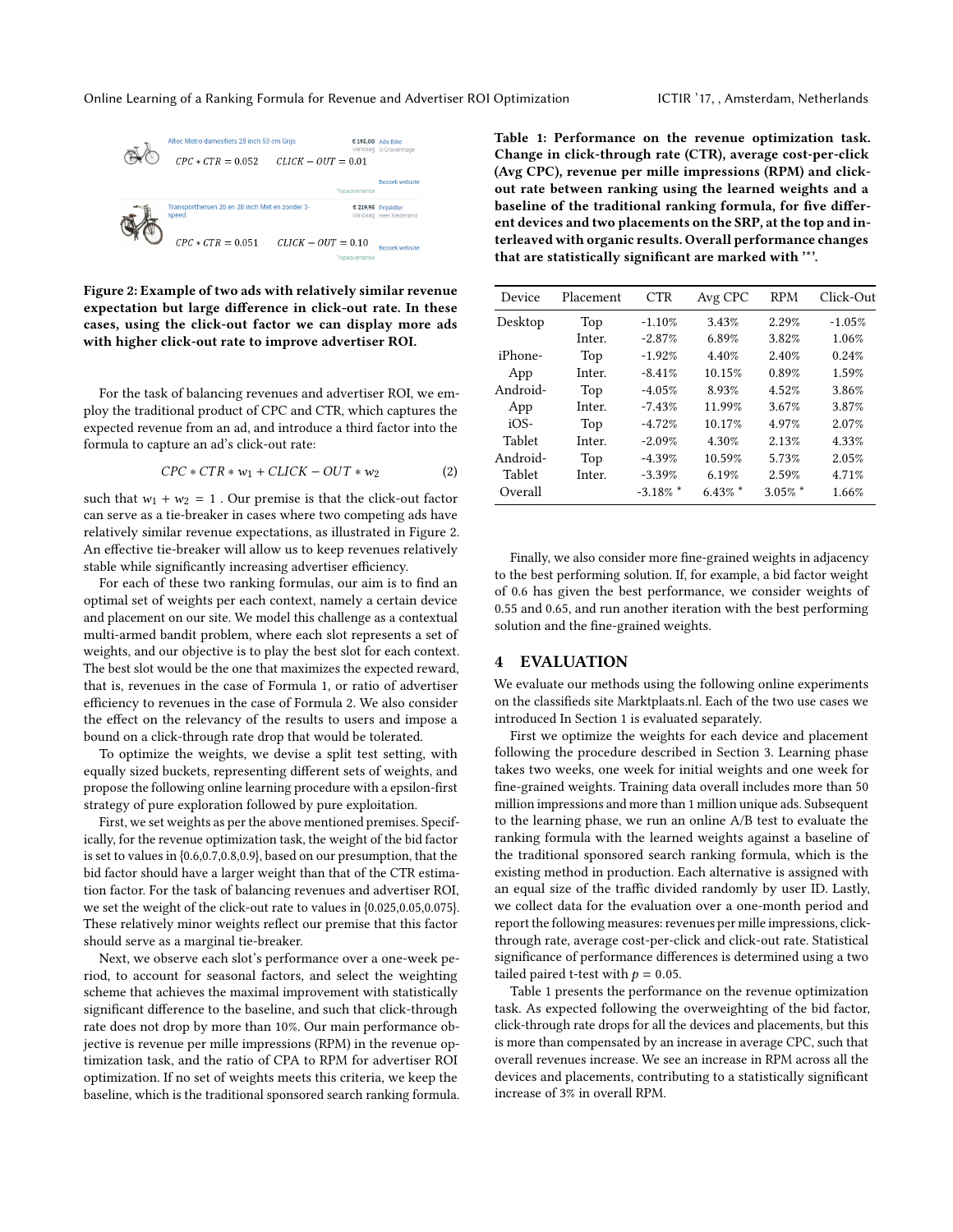Figure 2: Example of two ads with relatively similar revenue expectation but large difference in click-out rate. In these cases, using the click-out factor we can display more ads with higher click-out rate to improve advertiser ROI.

For the task of balancing revenues and advertiser ROI, we employ the traditional product of CPC and CTR, which captures the expected revenue from an ad, and introduce a third factor into the formula to capture an ad's click-out rate:

$$CPC * CTR * w_1 + CLICK - OUT * w_2 \tag{2}$$

such that $w_1 + w_2 = 1$ . Our premise is that the click-out factor can serve as a tie-breaker in cases where two competing ads have relatively similar revenue expectations, as illustrated in Figure 2. An effective tie-breaker will allow us to keep revenues relatively stable while significantly increasing advertiser efficiency.

For each of these two ranking formulas, our aim is to find an optimal set of weights per each context, namely a certain device and placement on our site. We model this challenge as a contextual multi-armed bandit problem, where each slot represents a set of weights, and our objective is to play the best slot for each context. The best slot would be the one that maximizes the expected reward, that is, revenues in the case of Formula 1, or ratio of advertiser efficiency to revenues in the case of Formula 2. We also consider the effect on the relevancy of the results to users and impose a bound on a click-through rate drop that would be tolerated.

To optimize the weights, we devise a split test setting, with equally sized buckets, representing different sets of weights, and propose the following online learning procedure with a epsilon-first strategy of pure exploration followed by pure exploitation.

First, we set weights as per the above mentioned premises. Specifically, for the revenue optimization task, the weight of the bid factor is set to values in {0.6,0.7,0.8,0.9}, based on our presumption, that the bid factor should have a larger weight than that of the CTR estimation factor. For the task of balancing revenues and advertiser ROI, we set the weight of the click-out rate to values in {0.025,0.05,0.075}. These relatively minor weights reflect our premise that this factor should serve as a marginal tie-breaker.

Next, we observe each slot's performance over a one-week period, to account for seasonal factors, and select the weighting scheme that achieves the maximal improvement with statistically significant difference to the baseline, and such that click-through rate does not drop by more than 10%. Our main performance objective is revenue per mille impressions (RPM) in the revenue optimization task, and the ratio of CPA to RPM for advertiser ROI optimization. If no set of weights meets this criteria, we keep the baseline, which is the traditional sponsored search ranking formula.

Finally, we also consider more fine-grained weights in adjacency to the best performing solution. If, for example, a bid factor weight of 0.6 has given the best performance, we consider weights of 0.55 and 0.65, and run another iteration with the best performing solution and the fine-grained weights.

**Table 1: Performance on the revenue optimization task. Change in click-through rate (CTR), average cost-per-click (Avg CPC), revenue per mille impressions (RPM) and click-out rate between ranking using the learned weights and a baseline of the traditional ranking formula, for five different devices and two placements on the SRP, at the top and interleaved with organic results. Overall performance changes that are statistically significant are marked with '*'.**

| Device | Placement | CTR | Avg CPC | RPM | Click-Out |
|---|---|---|---|---|---|
| Desktop | Top | -1.10% | 3.43% | 2.29% | -1.05% |
| | Inter. | -2.87% | 6.89% | 3.82% | 1.06% |
| iPhone- | Top | -1.92% | 4.40% | 2.40% | 0.24% |
| App | Inter. | -8.41% | 10.15% | 0.89% | 1.59% |
| Android- | Top | -4.05% | 8.93% | 4.52% | 3.86% |
| App | Inter. | -7.43% | 11.99% | 3.67% | 3.87% |
| iOS- | Top | -4.72% | 10.17% | 4.97% | 2.07% |
| Tablet | Inter. | -2.09% | 4.30% | 2.13% | 4.33% |
| Android- | Top | -4.39% | 10.59% | 5.73% | 2.05% |
| Tablet | Inter. | -3.39% | 6.19% | 2.59% | 4.71% |
| Overall | | -3.18% * | 6.43% * | 3.05% * | 1.66% |

## 4 EVALUATION

We evaluate our methods using the following online experiments on the classifieds site Marktplaats.nl. Each of the two use cases we introduced In Section 1 is evaluated separately.

First we optimize the weights for each device and placement following the procedure described in Section 3. Learning phase takes two weeks, one week for initial weights and one week for fine-grained weights. Training data overall includes more than 50 million impressions and more than 1 million unique ads. Subsequent to the learning phase, we run an online A/B test to evaluate the ranking formula with the learned weights against a baseline of the traditional sponsored search ranking formula, which is the existing method in production. Each alternative is assigned with an equal size of the traffic divided randomly by user ID. Lastly, we collect data for the evaluation over a one-month period and report the following measures: revenues per mille impressions, click-through rate, average cost-per-click and click-out rate. Statistical significance of performance differences is determined using a two tailed paired t-test with $p = 0.05$.

Table 1 presents the performance on the revenue optimization task. As expected following the overweighting of the bid factor, click-through rate drops for all the devices and placements, but this is more than compensated by an increase in average CPC, such that overall revenues increase. We see an increase in RPM across all the devices and placements, contributing to a statistically significant increase of 3% in overall RPM.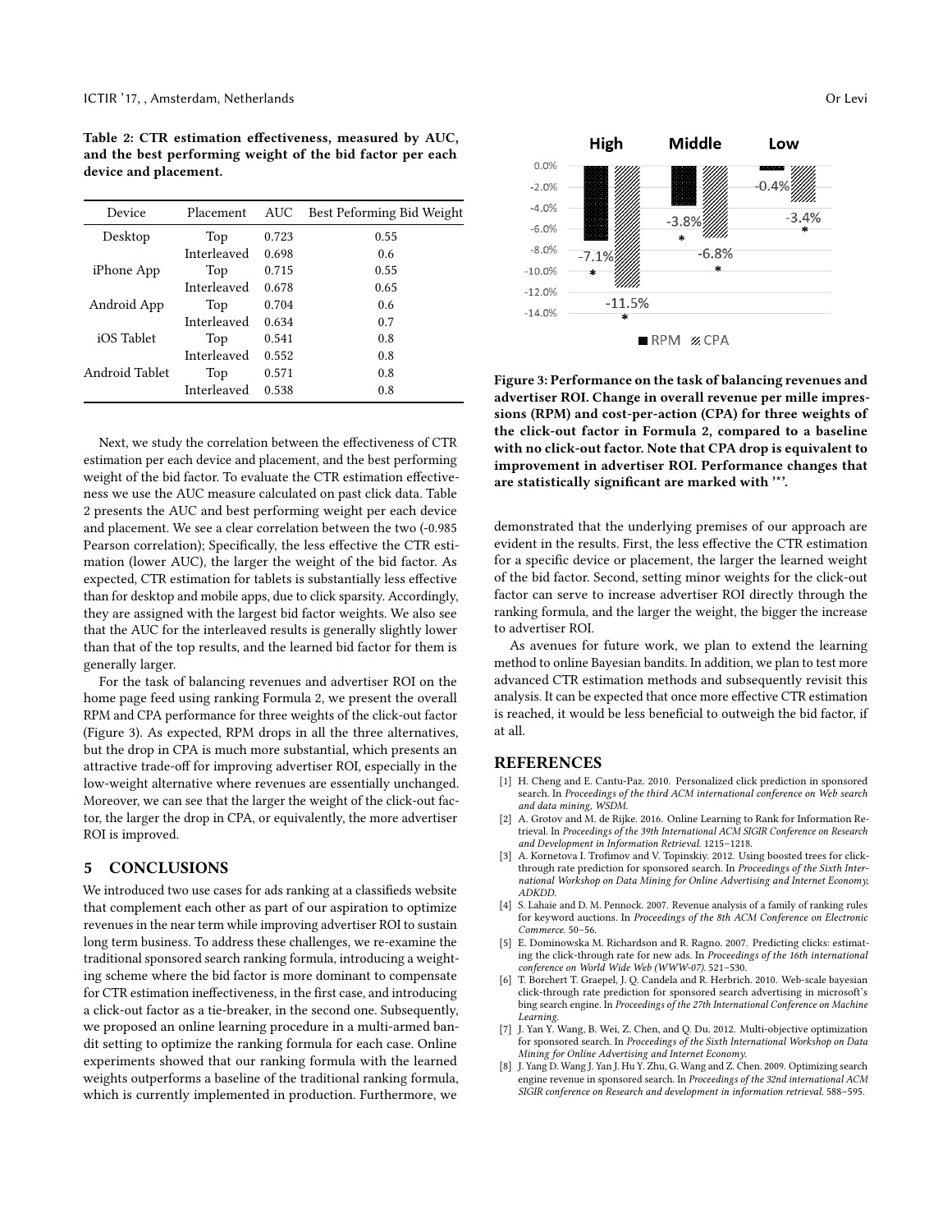Table 2: CTR estimation effectiveness, measured by AUC, and the best performing weight of the bid factor per each device and placement.

| Device | Placement | AUC | Best Peforming Bid Weight |
|---|---|---|---|
| Desktop | Top | 0.723 | 0.55 |
| | Interleaved | 0.698 | 0.6 |
| iPhone App | Top | 0.715 | 0.55 |
| | Interleaved | 0.678 | 0.65 |
| Android App | Top | 0.704 | 0.6 |
| | Interleaved | 0.634 | 0.7 |
| iOS Tablet | Top | 0.541 | 0.8 |
| | Interleaved | 0.552 | 0.8 |
| Android Tablet | Top | 0.571 | 0.8 |
| | Interleaved | 0.538 | 0.8 |

Next, we study the correlation between the effectiveness of CTR estimation per each device and placement, and the best performing weight of the bid factor. To evaluate the CTR estimation effectiveness we use the AUC measure calculated on past click data. Table 2 presents the AUC and best performing weight per each device and placement. We see a clear correlation between the two (-0.985 Pearson correlation); Specifically, the less effective the CTR estimation (lower AUC), the larger the weight of the bid factor. As expected, CTR estimation for tablets is substantially less effective than for desktop and mobile apps, due to click sparsity. Accordingly, they are assigned with the largest bid factor weights. We also see that the AUC for the interleaved results is generally slightly lower than that of the top results, and the learned bid factor for them is generally larger.

For the task of balancing revenues and advertiser ROI on the home page feed using ranking Formula 2, we present the overall RPM and CPA performance for three weights of the click-out factor (Figure 3). As expected, RPM drops in all the three alternatives, but the drop in CPA is much more substantial, which presents an attractive trade-off for improving advertiser ROI, especially in the low-weight alternative where revenues are essentially unchanged. Moreover, we can see that the larger the weight of the click-out factor, the larger the drop in CPA, or equivalently, the more advertiser ROI is improved.

High
Middle
Low
0.0%
-2.0%
-4.0%
-6.0%
-8.0%
-10.0%
-12.0%
-14.0%
-7.1% *
-11.5% *
-3.8% *
-6.8% *
-0.4%
-3.4% *
RPM CPA

Figure 3: Performance on the task of balancing revenues and advertiser ROI. Change in overall revenue per mille impressions (RPM) and cost-per-action (CPA) for three weights of the click-out factor in Formula 2, compared to a baseline with no click-out factor. Note that CPA drop is equivalent to improvement in advertiser ROI. Performance changes that are statistically significant are marked with '*'.

## 5 CONCLUSIONS

We introduced two use cases for ads ranking at a classifieds website that complement each other as part of our aspiration to optimize revenues in the near term while improving advertiser ROI to sustain long term business. To address these challenges, we re-examine the traditional sponsored search ranking formula, introducing a weighting scheme where the bid factor is more dominant to compensate for CTR estimation ineffectiveness, in the first case, and introducing a click-out factor as a tie-breaker, in the second one. Subsequently, we proposed an online learning procedure in a multi-armed bandit setting to optimize the ranking formula for each case. Online experiments showed that our ranking formula with the learned weights outperforms a baseline of the traditional ranking formula, which is currently implemented in production. Furthermore, we demonstrated that the underlying premises of our approach are evident in the results. First, the less effective the CTR estimation for a specific device or placement, the larger the learned weight of the bid factor. Second, setting minor weights for the click-out factor can serve to increase advertiser ROI directly through the ranking formula, and the larger the weight, the bigger the increase to advertiser ROI.

As avenues for future work, we plan to extend the learning method to online Bayesian bandits. In addition, we plan to test more advanced CTR estimation methods and subsequently revisit this analysis. It can be expected that once more effective CTR estimation is reached, it would be less beneficial to outweigh the bid factor, if at all.

## REFERENCES

[1] H. Cheng and E. Cantu-Paz. 2010. Personalized click prediction in sponsored search. In *Proceedings of the third ACM international conference on Web search and data mining, WSDM.*

[2] A. Grotov and M. de Rijke. 2016. Online Learning to Rank for Information Retrieval. In *Proceedings of the 39th International ACM SIGIR Conference on Research and Development in Information Retrieval.* 1215–1218.

[3] A. Kornetova I. Trofimov and V. Topinskiy. 2012. Using boosted trees for click-through rate prediction for sponsored search. In *Proceedings of the Sixth International Workshop on Data Mining for Online Advertising and Internet Economy, ADKDD.*

[4] S. Lahaie and D. M. Pennock. 2007. Revenue analysis of a family of ranking rules for keyword auctions. In *Proceedings of the 8th ACM Conference on Electronic Commerce.* 50–56.

[5] E. Dominowska M. Richardson and R. Ragno. 2007. Predicting clicks: estimating the click-through rate for new ads. In *Proceedings of the 16th international conference on World Wide Web (WWW-07).* 521–530.

[6] T. Borchert T. Graepel, J. Q. Candela and R. Herbrich. 2010. Web-scale bayesian click-through rate prediction for sponsored search advertising in microsoft's bing search engine. In *Proceedings of the 27th International Conference on Machine Learning.*

[7] J. Yan Y. Wang, B. Wei, Z. Chen, and Q. Du. 2012. Multi-objective optimization for sponsored search. In *Proceedings of the Sixth International Workshop on Data Mining for Online Advertising and Internet Economy.*

[8] J. Yang D. Wang J. Yan J. Hu Y. Zhu, G. Wang and Z. Chen. 2009. Optimizing search engine revenue in sponsored search. In *Proceedings of the 32nd international ACM SIGIR conference on Research and development in information retrieval.* 588–595.